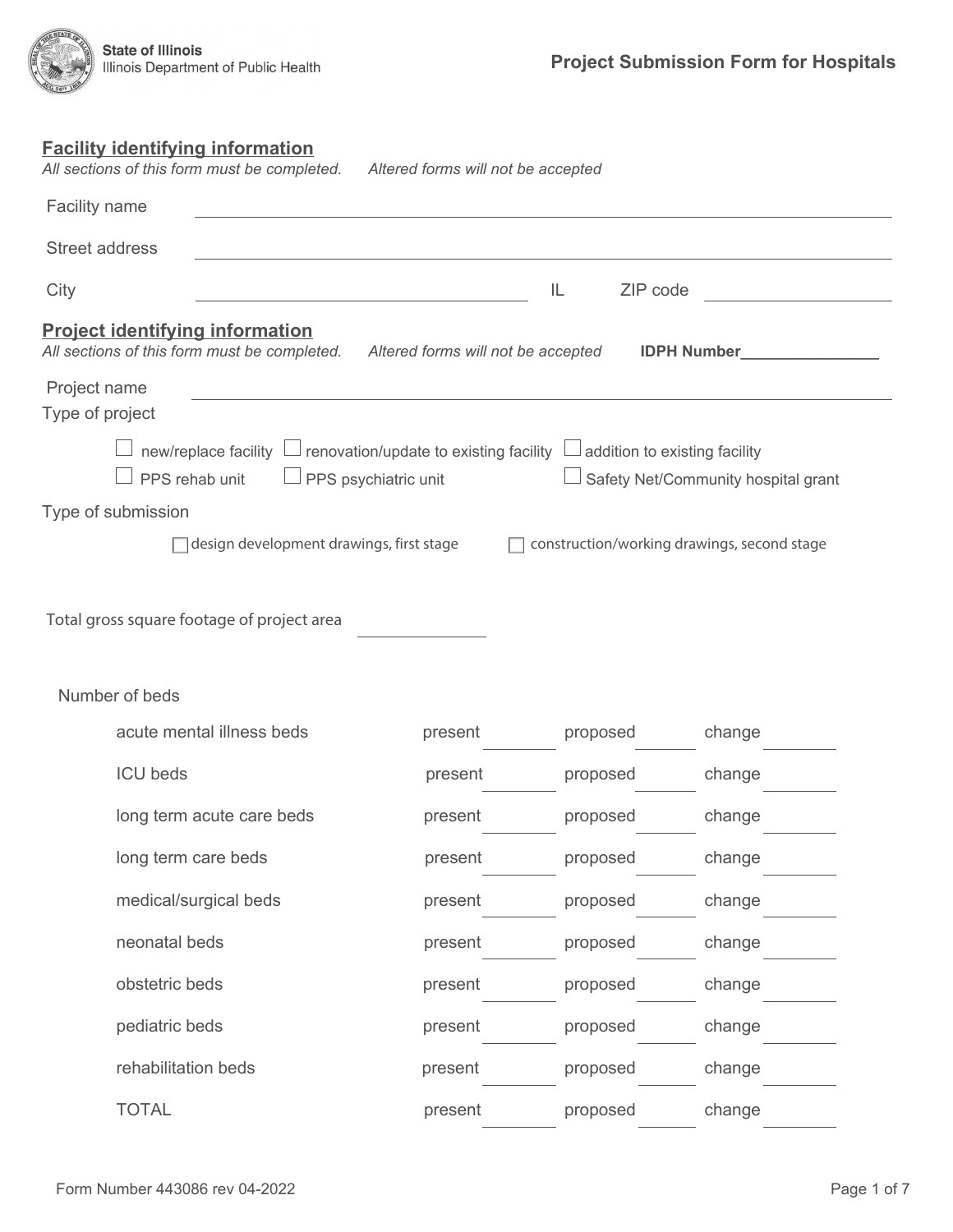**State of Illinois**
Illinois Department of Public Health

# Project Submission Form for Hospitals

## Facility identifying information

*All sections of this form must be completed.* *Altered forms will not be accepted*

Facility name ______________________________

Street address ______________________________

City ____________________ IL ZIP code ____________

## Project identifying information

*All sections of this form must be completed.* *Altered forms will not be accepted* **IDPH Number**_______________

Project name ______________________________

Type of project

- ☐ new/replace facility
- ☐ renovation/update to existing facility
- ☐ addition to existing facility
- ☐ PPS rehab unit
- ☐ PPS psychiatric unit
- ☐ Safety Net/Community hospital grant

Type of submission

- ☐ design development drawings, first stage
- ☐ construction/working drawings, second stage

Total gross square footage of project area ____________

Number of beds

| | present | proposed | change |
|---|---|---|---|
| acute mental illness beds | | | |
| ICU beds | | | |
| long term acute care beds | | | |
| long term care beds | | | |
| medical/surgical beds | | | |
| neonatal beds | | | |
| obstetric beds | | | |
| pediatric beds | | | |
| rehabilitation beds | | | |
| TOTAL | | | |

Form Number 443086 rev 04-2022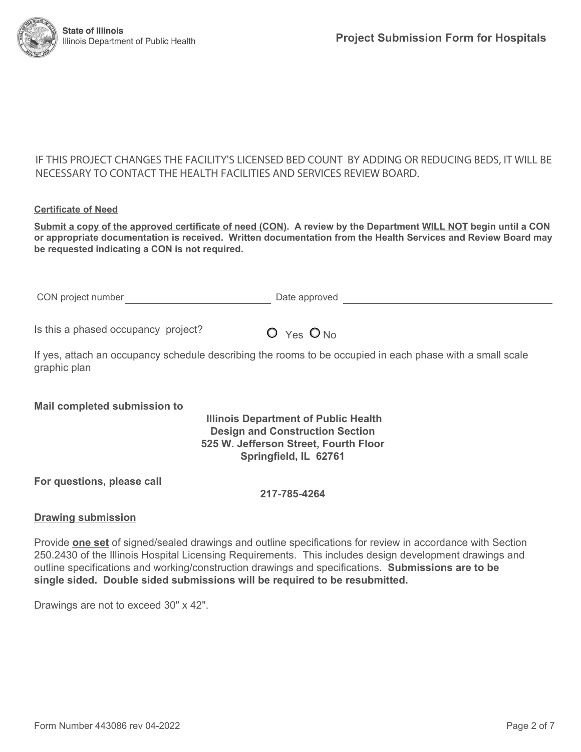IF THIS PROJECT CHANGES THE FACILITY'S LICENSED BED COUNT BY ADDING OR REDUCING BEDS, IT WILL BE NECESSARY TO CONTACT THE HEALTH FACILITIES AND SERVICES REVIEW BOARD.

**Certificate of Need**

**Submit a copy of the approved certificate of need (CON). A review by the Department WILL NOT begin until a CON or appropriate documentation is received. Written documentation from the Health Services and Review Board may be requested indicating a CON is not required.**

CON project number ____________________ Date approved ____________________

Is this a phased occupancy project? ○ Yes ○ No

If yes, attach an occupancy schedule describing the rooms to be occupied in each phase with a small scale graphic plan

**Mail completed submission to**

**Illinois Department of Public Health**
**Design and Construction Section**
**525 W. Jefferson Street, Fourth Floor**
**Springfield, IL 62761**

**For questions, please call**

**217-785-4264**

**Drawing submission**

Provide **one set** of signed/sealed drawings and outline specifications for review in accordance with Section 250.2430 of the Illinois Hospital Licensing Requirements. This includes design development drawings and outline specifications and working/construction drawings and specifications. **Submissions are to be single sided. Double sided submissions will be required to be resubmitted.**

Drawings are not to exceed 30" x 42".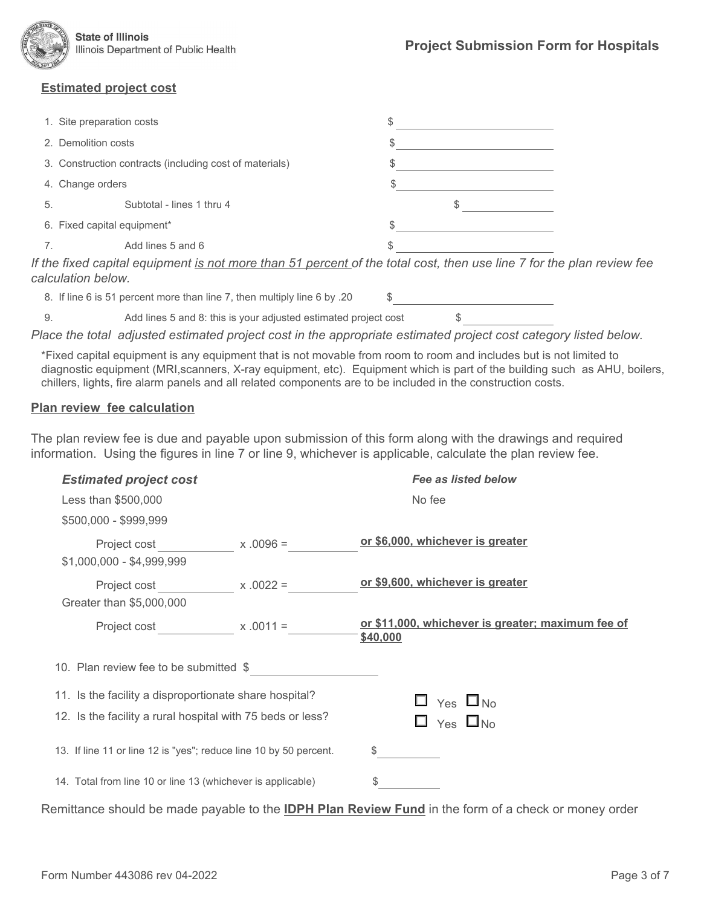## Estimated project cost

1. Site preparation costs $ ____________
2. Demolition costs $ ____________
3. Construction contracts (including cost of materials) $ ____________
4. Change orders $ ____________
5. Subtotal - lines 1 thru 4 $ ____________
6. Fixed capital equipment* $ ____________
7. Add lines 5 and 6 $ ____________

*If the fixed capital equipment is not more than 51 percent of the total cost, then use line 7 for the plan review fee calculation below.*

8. If line 6 is 51 percent more than line 7, then multiply line 6 by .20 $ ____________
9. Add lines 5 and 8: this is your adjusted estimated project cost $ ____________

*Place the total adjusted estimated project cost in the appropriate estimated project cost category listed below.*

*Fixed capital equipment is any equipment that is not movable from room to room and includes but is not limited to diagnostic equipment (MRI,scanners, X-ray equipment, etc). Equipment which is part of the building such as AHU, boilers, chillers, lights, fire alarm panels and all related components are to be included in the construction costs.

## Plan review fee calculation

The plan review fee is due and payable upon submission of this form along with the drawings and required information. Using the figures in line 7 or line 9, whichever is applicable, calculate the plan review fee.

| *Estimated project cost* | *Fee as listed below* |
|---|---|
| Less than $500,000 | No fee |
| $500,000 - $999,999<br>Project cost ________ x .0096 = ________ | **or $6,000, whichever is greater** |
| $1,000,000 - $4,999,999<br>Project cost ________ x .0022 = ________ | **or $9,600, whichever is greater** |
| Greater than $5,000,000<br>Project cost ________ x .0011 = ________ | **or $11,000, whichever is greater; maximum fee of $40,000** |

10. Plan review fee to be submitted $ ____________
11. Is the facility a disproportionate share hospital? ☐ Yes ☐ No
12. Is the facility a rural hospital with 75 beds or less? ☐ Yes ☐ No
13. If line 11 or line 12 is "yes"; reduce line 10 by 50 percent. $ ____________
14. Total from line 10 or line 13 (whichever is applicable) $ ____________

Remittance should be made payable to the **IDPH Plan Review Fund** in the form of a check or money order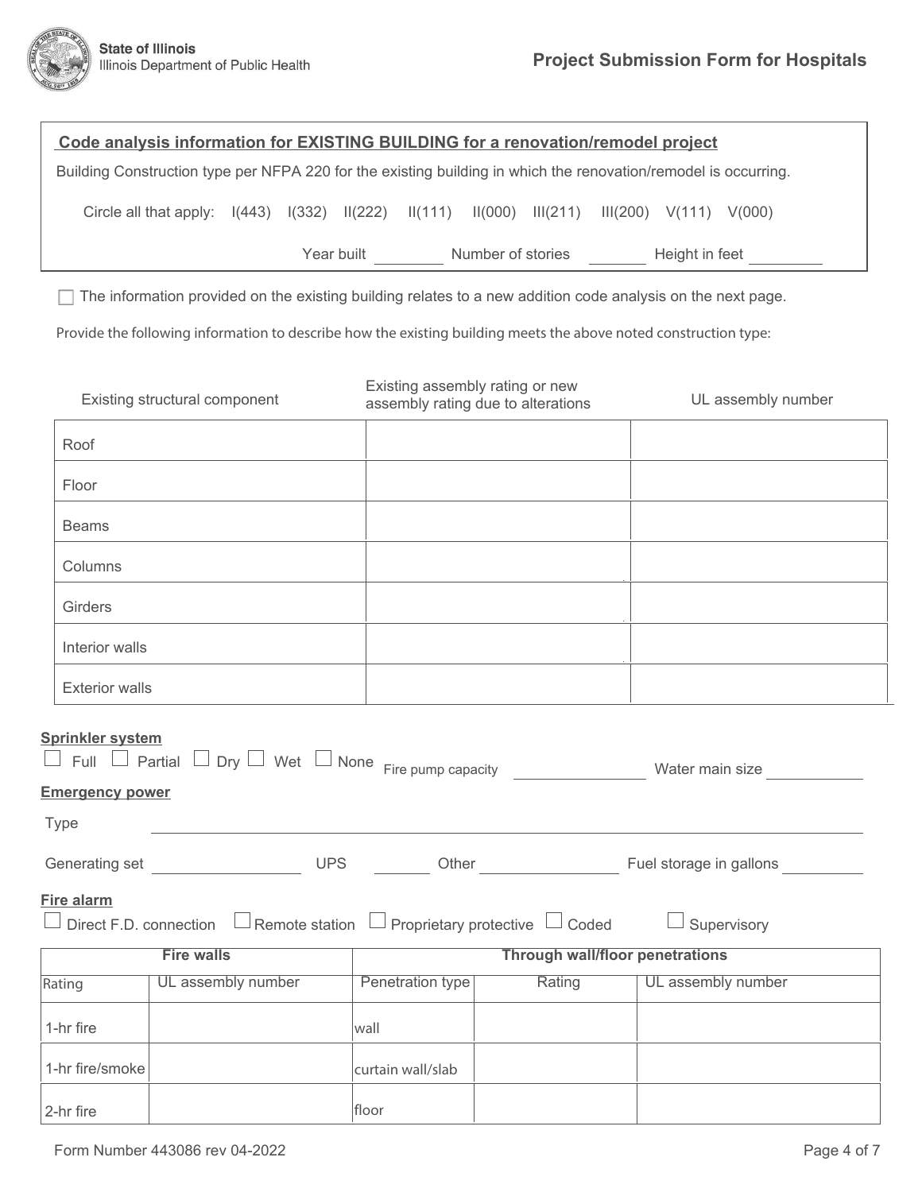## Code analysis information for EXISTING BUILDING for a renovation/remodel project

Building Construction type per NFPA 220 for the existing building in which the renovation/remodel is occurring.

Circle all that apply: I(443) I(332) II(222) II(111) II(000) III(211) III(200) V(111) V(000)

Year built ________ Number of stories ________ Height in feet ________

☐ The information provided on the existing building relates to a new addition code analysis on the next page.

Provide the following information to describe how the existing building meets the above noted construction type:

| Existing structural component | Existing assembly rating or new assembly rating due to alterations | UL assembly number |
|---|---|---|
| Roof | | |
| Floor | | |
| Beams | | |
| Columns | | |
| Girders | | |
| Interior walls | | |
| Exterior walls | | |

**Sprinkler system**

☐ Full ☐ Partial ☐ Dry ☐ Wet ☐ None Fire pump capacity ________ Water main size ________

**Emergency power**

Type ________________________________

Generating set ________ UPS ________ Other ________ Fuel storage in gallons ________

**Fire alarm**

☐ Direct F.D. connection ☐ Remote station ☐ Proprietary protective ☐ Coded ☐ Supervisory

| Fire walls | | Through wall/floor penetrations | | |
|---|---|---|---|---|
| Rating | UL assembly number | Penetration type | Rating | UL assembly number |
| 1-hr fire | | wall | | |
| 1-hr fire/smoke | | curtain wall/slab | | |
| 2-hr fire | | floor | | |

Form Number 443086 rev 04-2022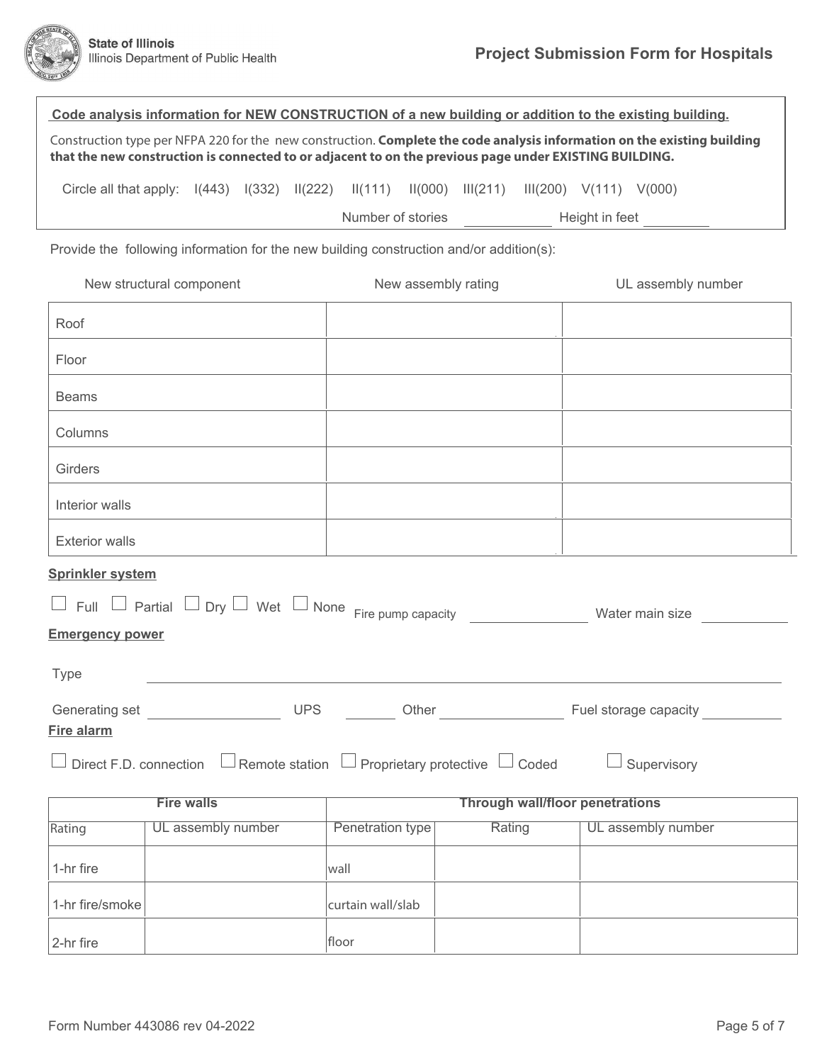**Code analysis information for NEW CONSTRUCTION of a new building or addition to the existing building.**

Construction type per NFPA 220 for the new construction. **Complete the code analysis information on the existing building that the new construction is connected to or adjacent to on the previous page under EXISTING BUILDING.**

Circle all that apply: I(443) I(332) II(222) II(111) II(000) III(211) III(200) V(111) V(000)

Number of stories ____________ Height in feet _________

Provide the following information for the new building construction and/or addition(s):

| New structural component | New assembly rating | UL assembly number |
|---|---|---|
| Roof | | |
| Floor | | |
| Beams | | |
| Columns | | |
| Girders | | |
| Interior walls | | |
| Exterior walls | | |

**Sprinkler system**

☐ Full ☐ Partial ☐ Dry ☐ Wet ☐ None Fire pump capacity ______________ Water main size __________

**Emergency power**

Type ____________________________________________

Generating set ________________ UPS ______ Other ______________ Fuel storage capacity _________

**Fire alarm**

☐ Direct F.D. connection ☐ Remote station ☐ Proprietary protective ☐ Coded ☐ Supervisory

| Fire walls | | Through wall/floor penetrations | | |
|---|---|---|---|---|
| Rating | UL assembly number | Penetration type | Rating | UL assembly number |
| 1-hr fire | | wall | | |
| 1-hr fire/smoke | | curtain wall/slab | | |
| 2-hr fire | | floor | | |

Form Number 443086 rev 04-2022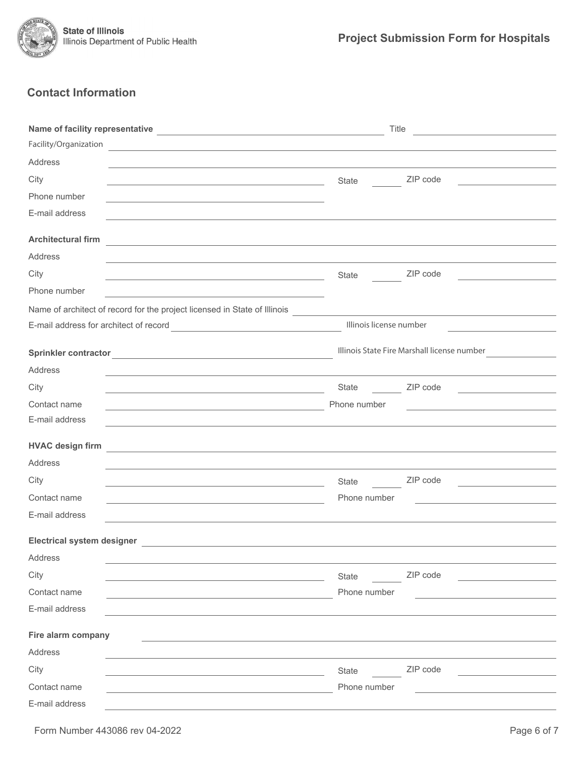## Contact Information

**Name of facility representative** ______________________ Title ______________

Facility/Organization ______________________

Address ______________________

City ______________________ State ______ ZIP code ______________

Phone number ______________________

E-mail address ______________________

**Architectural firm** ______________________

Address ______________________

City ______________________ State ______ ZIP code ______________

Phone number ______________________

Name of architect of record for the project licensed in State of Illinois ______________________

E-mail address for architect of record ______________________ Illinois license number ______________

**Sprinkler contractor** ______________________ Illinois State Fire Marshall license number ______________

Address ______________________

City ______________________ State ______ ZIP code ______________

Contact name ______________________ Phone number ______________

E-mail address ______________________

**HVAC design firm** ______________________

Address ______________________

City ______________________ State ______ ZIP code ______________

Contact name ______________________ Phone number ______________

E-mail address ______________________

**Electrical system designer** ______________________

Address ______________________

City ______________________ State ______ ZIP code ______________

Contact name ______________________ Phone number ______________

E-mail address ______________________

**Fire alarm company** ______________________

Address ______________________

City ______________________ State ______ ZIP code ______________

Contact name ______________________ Phone number ______________

E-mail address ______________________

Form Number 443086 rev 04-2022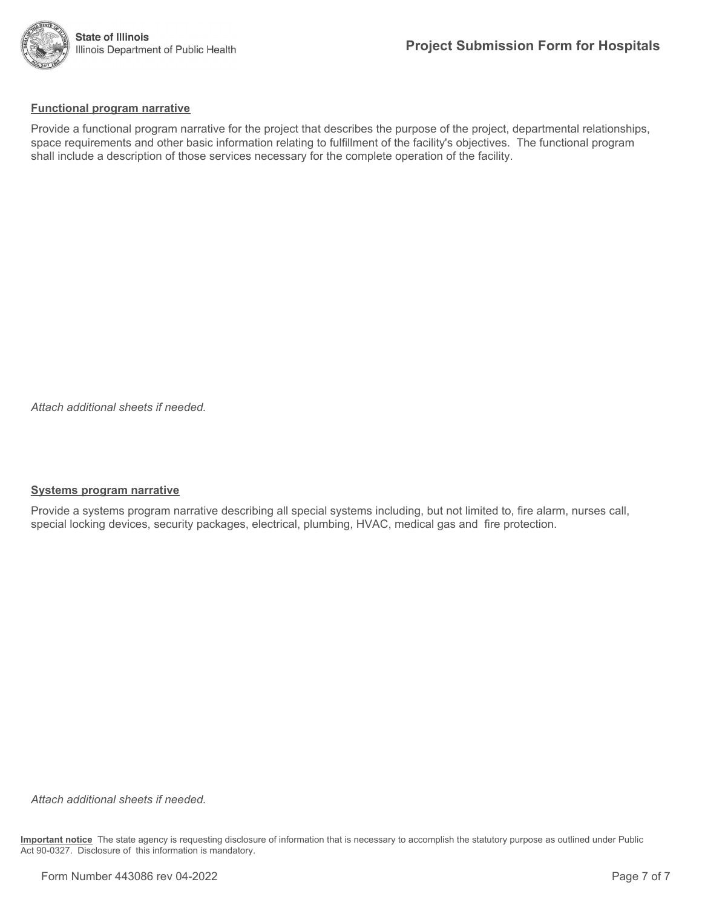**Functional program narrative**

Provide a functional program narrative for the project that describes the purpose of the project, departmental relationships, space requirements and other basic information relating to fulfillment of the facility's objectives. The functional program shall include a description of those services necessary for the complete operation of the facility.

*Attach additional sheets if needed.*

**Systems program narrative**

Provide a systems program narrative describing all special systems including, but not limited to, fire alarm, nurses call, special locking devices, security packages, electrical, plumbing, HVAC, medical gas and fire protection.

*Attach additional sheets if needed.*

**Important notice** The state agency is requesting disclosure of information that is necessary to accomplish the statutory purpose as outlined under Public Act 90-0327. Disclosure of this information is mandatory.